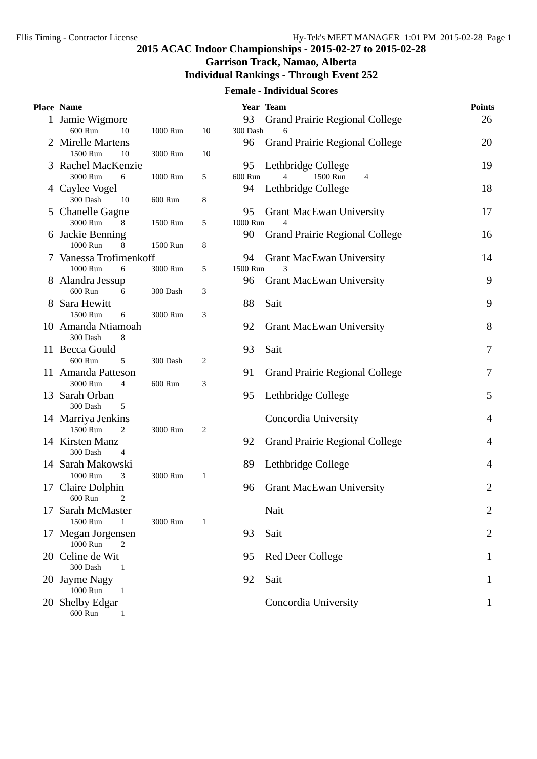# 2015 ACAC Indoor Championships - 2015-02-27 to 2015-02-28

## Garrison Track, Namao, Alberta

## Individual Rankings - Through Event 252

### Female - Individual Scores

| Place | Name | Year | Team | Points |
|---|---|---|---|---|
| 1 | Jamie Wigmore<br>600 Run 10 · 1000 Run 10 · 300 Dash 6 | 93 | Grand Prairie Regional College | 26 |
| 2 | Mirelle Martens<br>1500 Run 10 · 3000 Run 10 | 96 | Grand Prairie Regional College | 20 |
| 3 | Rachel MacKenzie<br>3000 Run 6 · 1000 Run 5 · 600 Run 4 · 1500 Run 4 | 95 | Lethbridge College | 19 |
| 4 | Caylee Vogel<br>300 Dash 10 · 600 Run 8 | 94 | Lethbridge College | 18 |
| 5 | Chanelle Gagne<br>3000 Run 8 · 1500 Run 5 · 1000 Run 4 | 95 | Grant MacEwan University | 17 |
| 6 | Jackie Benning<br>1000 Run 8 · 1500 Run 8 | 90 | Grand Prairie Regional College | 16 |
| 7 | Vanessa Trofimenkoff<br>1000 Run 6 · 3000 Run 5 · 1500 Run 3 | 94 | Grant MacEwan University | 14 |
| 8 | Alandra Jessup<br>600 Run 6 · 300 Dash 3 | 96 | Grant MacEwan University | 9 |
| 8 | Sara Hewitt<br>1500 Run 6 · 3000 Run 3 | 88 | Sait | 9 |
| 10 | Amanda Ntiamoah<br>300 Dash 8 | 92 | Grant MacEwan University | 8 |
| 11 | Becca Gould<br>600 Run 5 · 300 Dash 2 | 93 | Sait | 7 |
| 11 | Amanda Patteson<br>3000 Run 4 · 600 Run 3 | 91 | Grand Prairie Regional College | 7 |
| 13 | Sarah Orban<br>300 Dash 5 | 95 | Lethbridge College | 5 |
| 14 | Marriya Jenkins<br>1500 Run 2 · 3000 Run 2 | | Concordia University | 4 |
| 14 | Kirsten Manz<br>300 Dash 4 | 92 | Grand Prairie Regional College | 4 |
| 14 | Sarah Makowski<br>1000 Run 3 · 3000 Run 1 | 89 | Lethbridge College | 4 |
| 17 | Claire Dolphin<br>600 Run 2 | 96 | Grant MacEwan University | 2 |
| 17 | Sarah McMaster<br>1500 Run 1 · 3000 Run 1 | | Nait | 2 |
| 17 | Megan Jorgensen<br>1000 Run 2 | 93 | Sait | 2 |
| 20 | Celine de Wit<br>300 Dash 1 | 95 | Red Deer College | 1 |
| 20 | Jayme Nagy<br>1000 Run 1 | 92 | Sait | 1 |
| 20 | Shelby Edgar<br>600 Run 1 | | Concordia University | 1 |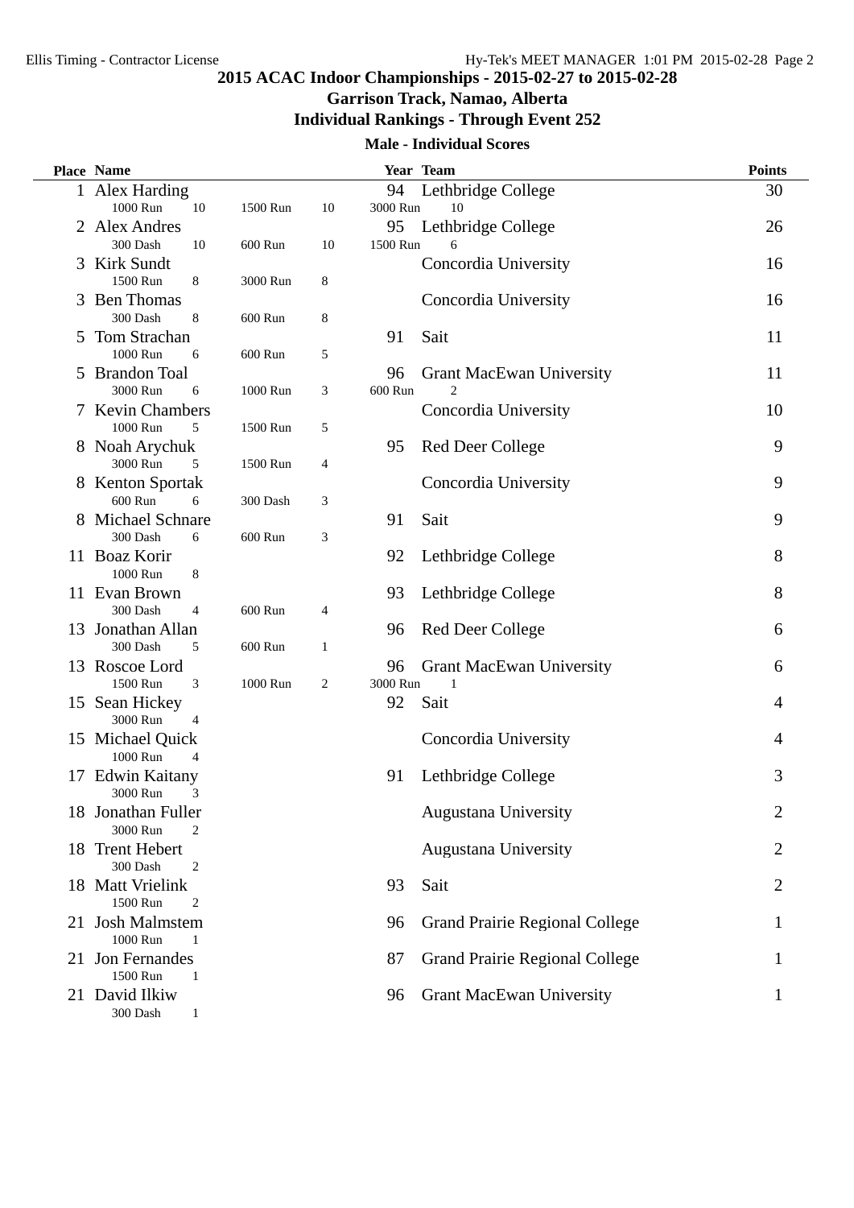# 2015 ACAC Indoor Championships - 2015-02-27 to 2015-02-28

## Garrison Track, Namao, Alberta

## Individual Rankings - Through Event 252

### Male - Individual Scores

| Place | Name | Year | Team | Points |
|---|---|---|---|---|
| 1 | Alex Harding<br>1000 Run 10, 1500 Run 10, 3000 Run 10 | 94 | Lethbridge College | 30 |
| 2 | Alex Andres<br>300 Dash 10, 600 Run 10, 1500 Run 6 | 95 | Lethbridge College | 26 |
| 3 | Kirk Sundt<br>1500 Run 8, 3000 Run 8 | | Concordia University | 16 |
| 3 | Ben Thomas<br>300 Dash 8, 600 Run 8 | | Concordia University | 16 |
| 5 | Tom Strachan<br>1000 Run 6, 600 Run 5 | 91 | Sait | 11 |
| 5 | Brandon Toal<br>3000 Run 6, 1000 Run 3, 600 Run 2 | 96 | Grant MacEwan University | 11 |
| 7 | Kevin Chambers<br>1000 Run 5, 1500 Run 5 | | Concordia University | 10 |
| 8 | Noah Arychuk<br>3000 Run 5, 1500 Run 4 | 95 | Red Deer College | 9 |
| 8 | Kenton Sportak<br>600 Run 6, 300 Dash 3 | | Concordia University | 9 |
| 8 | Michael Schnare<br>300 Dash 6, 600 Run 3 | 91 | Sait | 9 |
| 11 | Boaz Korir<br>1000 Run 8 | 92 | Lethbridge College | 8 |
| 11 | Evan Brown<br>300 Dash 4, 600 Run 4 | 93 | Lethbridge College | 8 |
| 13 | Jonathan Allan<br>300 Dash 5, 600 Run 1 | 96 | Red Deer College | 6 |
| 13 | Roscoe Lord<br>1500 Run 3, 1000 Run 2, 3000 Run 1 | 96 | Grant MacEwan University | 6 |
| 15 | Sean Hickey<br>3000 Run 4 | 92 | Sait | 4 |
| 15 | Michael Quick<br>1000 Run 4 | | Concordia University | 4 |
| 17 | Edwin Kaitany<br>3000 Run 3 | 91 | Lethbridge College | 3 |
| 18 | Jonathan Fuller<br>3000 Run 2 | | Augustana University | 2 |
| 18 | Trent Hebert<br>300 Dash 2 | | Augustana University | 2 |
| 18 | Matt Vrielink<br>1500 Run 2 | 93 | Sait | 2 |
| 21 | Josh Malmstem<br>1000 Run 1 | 96 | Grand Prairie Regional College | 1 |
| 21 | Jon Fernandes<br>1500 Run 1 | 87 | Grand Prairie Regional College | 1 |
| 21 | David Ilkiw<br>300 Dash 1 | 96 | Grant MacEwan University | 1 |